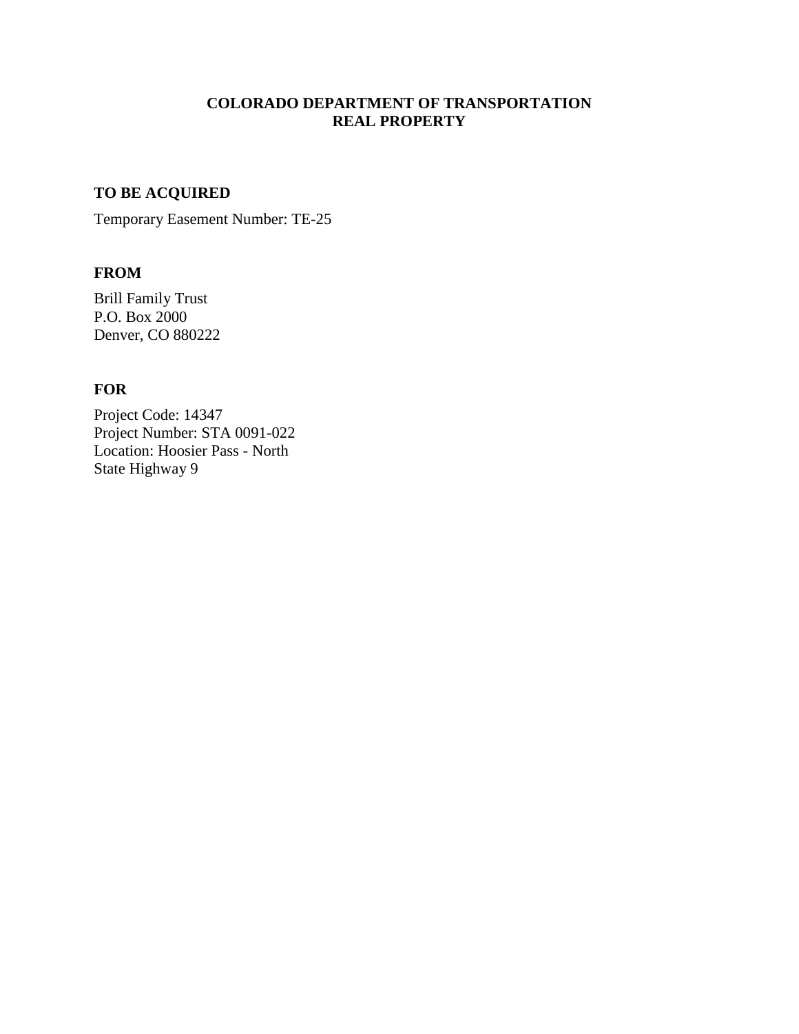# COLORADO DEPARTMENT OF TRANSPORTATION
# REAL PROPERTY

## TO BE ACQUIRED

Temporary Easement Number: TE-25

## FROM

Brill Family Trust
P.O. Box 2000
Denver, CO 880222

## FOR

Project Code: 14347
Project Number: STA 0091-022
Location: Hoosier Pass - North
State Highway 9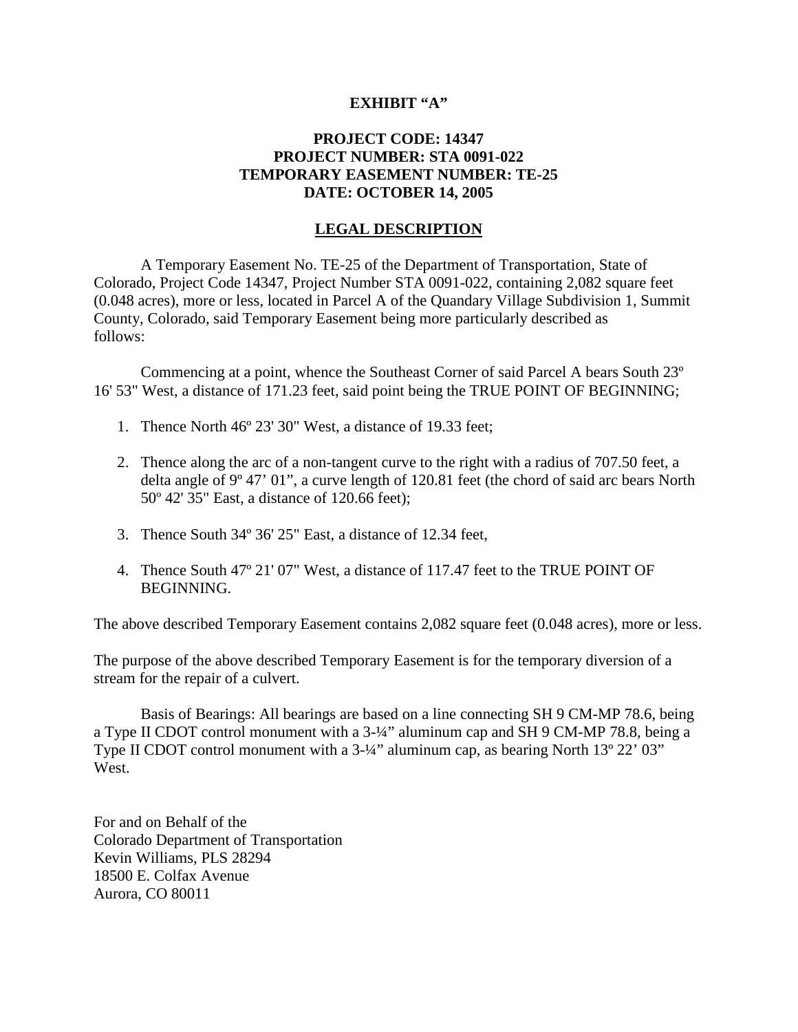**EXHIBIT "A"**

**PROJECT CODE: 14347**
**PROJECT NUMBER: STA 0091-022**
**TEMPORARY EASEMENT NUMBER: TE-25**
**DATE: OCTOBER 14, 2005**

**LEGAL DESCRIPTION**

A Temporary Easement No. TE-25 of the Department of Transportation, State of Colorado, Project Code 14347, Project Number STA 0091-022, containing 2,082 square feet (0.048 acres), more or less, located in Parcel A of the Quandary Village Subdivision 1, Summit County, Colorado, said Temporary Easement being more particularly described as follows:

Commencing at a point, whence the Southeast Corner of said Parcel A bears South 23º 16' 53" West, a distance of 171.23 feet, said point being the TRUE POINT OF BEGINNING;

1. Thence North 46º 23' 30" West, a distance of 19.33 feet;
2. Thence along the arc of a non-tangent curve to the right with a radius of 707.50 feet, a delta angle of 9º 47' 01", a curve length of 120.81 feet (the chord of said arc bears North 50º 42' 35" East, a distance of 120.66 feet);
3. Thence South 34º 36' 25" East, a distance of 12.34 feet,
4. Thence South 47º 21' 07" West, a distance of 117.47 feet to the TRUE POINT OF BEGINNING.

The above described Temporary Easement contains 2,082 square feet (0.048 acres), more or less.

The purpose of the above described Temporary Easement is for the temporary diversion of a stream for the repair of a culvert.

Basis of Bearings: All bearings are based on a line connecting SH 9 CM-MP 78.6, being a Type II CDOT control monument with a 3-¼" aluminum cap and SH 9 CM-MP 78.8, being a Type II CDOT control monument with a 3-¼" aluminum cap, as bearing North 13º 22' 03" West.

For and on Behalf of the
Colorado Department of Transportation
Kevin Williams, PLS 28294
18500 E. Colfax Avenue
Aurora, CO 80011